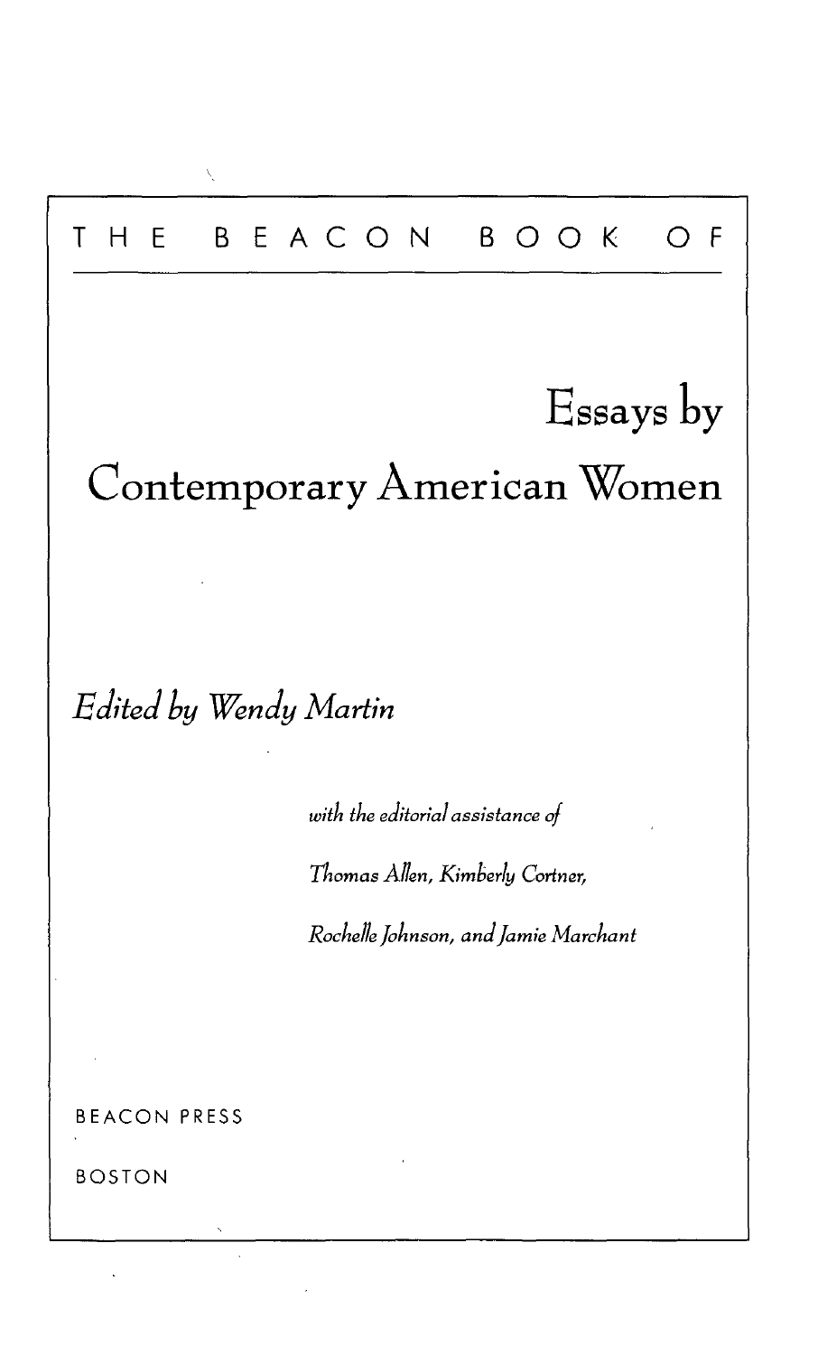THE BEACON BOOK OF

# Essays by Contemporary American Women

*Edited by Wendy Martin*

*with the editorial assistance of*

*Thomas Allen, Kimberly Cortner,*

*Rochelle Johnson, and Jamie Marchant*

BEACON PRESS

BOSTON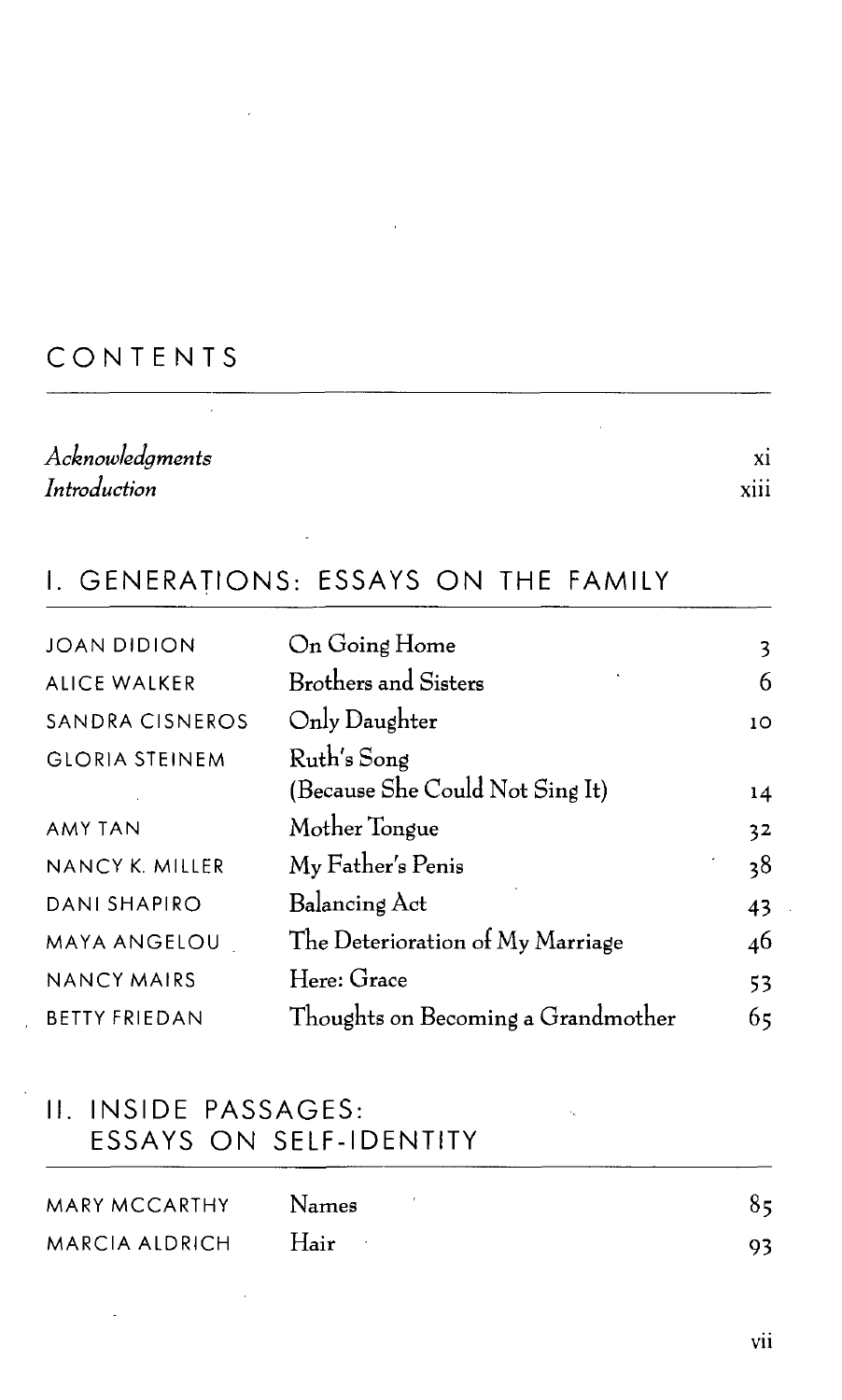# CONTENTS

| | |
|---|---|
| *Acknowledgments* | xi |
| *Introduction* | xiii |

## I. GENERATIONS: ESSAYS ON THE FAMILY

| | | |
|---|---|---|
| JOAN DIDION | On Going Home | 3 |
| ALICE WALKER | Brothers and Sisters | 6 |
| SANDRA CISNEROS | Only Daughter | 10 |
| GLORIA STEINEM | Ruth's Song (Because She Could Not Sing It) | 14 |
| AMY TAN | Mother Tongue | 32 |
| NANCY K. MILLER | My Father's Penis | 38 |
| DANI SHAPIRO | Balancing Act | 43 |
| MAYA ANGELOU | The Deterioration of My Marriage | 46 |
| NANCY MAIRS | Here: Grace | 53 |
| BETTY FRIEDAN | Thoughts on Becoming a Grandmother | 65 |

## II. INSIDE PASSAGES: ESSAYS ON SELF-IDENTITY

| | | |
|---|---|---|
| MARY MCCARTHY | Names | 85 |
| MARCIA ALDRICH | Hair | 93 |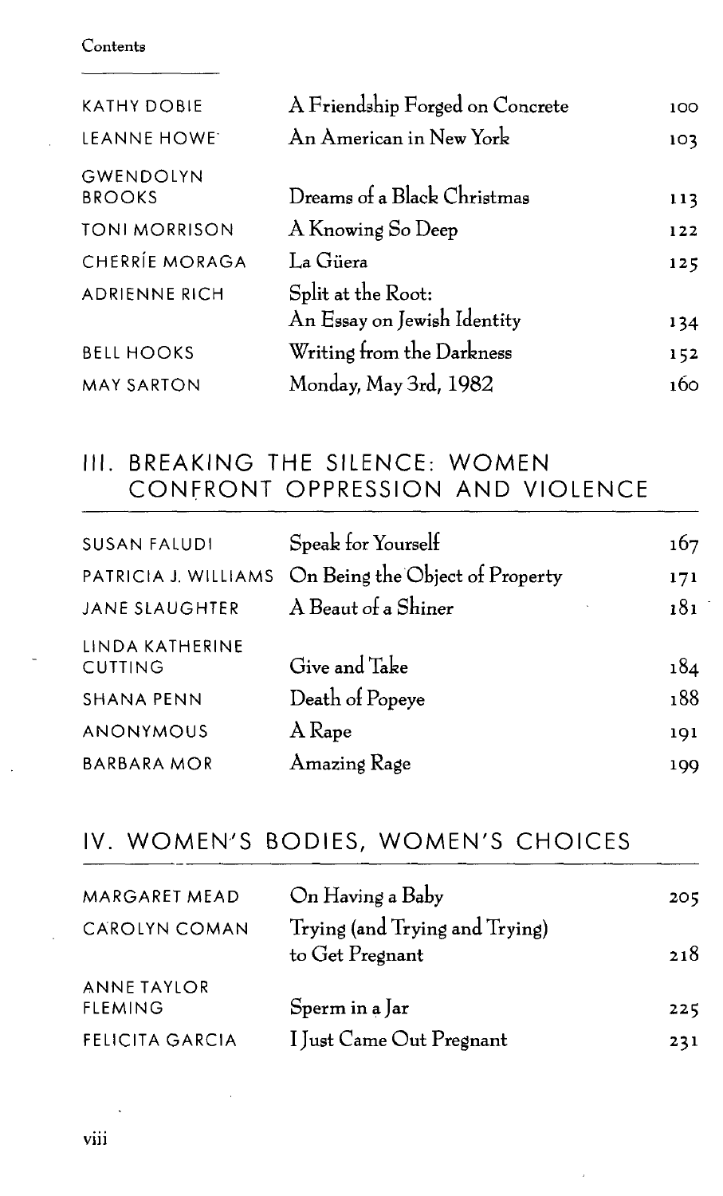| | | |
|---|---|---|
| KATHY DOBIE | A Friendship Forged on Concrete | 100 |
| LEANNE HOWE | An American in New York | 103 |
| GWENDOLYN BROOKS | Dreams of a Black Christmas | 113 |
| TONI MORRISON | A Knowing So Deep | 122 |
| CHERRÍE MORAGA | La Güera | 125 |
| ADRIENNE RICH | Split at the Root: An Essay on Jewish Identity | 134 |
| BELL HOOKS | Writing from the Darkness | 152 |
| MAY SARTON | Monday, May 3rd, 1982 | 160 |

## III. BREAKING THE SILENCE: WOMEN CONFRONT OPPRESSION AND VIOLENCE

| | | |
|---|---|---|
| SUSAN FALUDI | Speak for Yourself | 167 |
| PATRICIA J. WILLIAMS | On Being the Object of Property | 171 |
| JANE SLAUGHTER | A Beaut of a Shiner | 181 |
| LINDA KATHERINE CUTTING | Give and Take | 184 |
| SHANA PENN | Death of Popeye | 188 |
| ANONYMOUS | A Rape | 191 |
| BARBARA MOR | Amazing Rage | 199 |

## IV. WOMEN'S BODIES, WOMEN'S CHOICES

| | | |
|---|---|---|
| MARGARET MEAD | On Having a Baby | 205 |
| CAROLYN COMAN | Trying (and Trying and Trying) to Get Pregnant | 218 |
| ANNE TAYLOR FLEMING | Sperm in a Jar | 225 |
| FELICITA GARCIA | I Just Came Out Pregnant | 231 |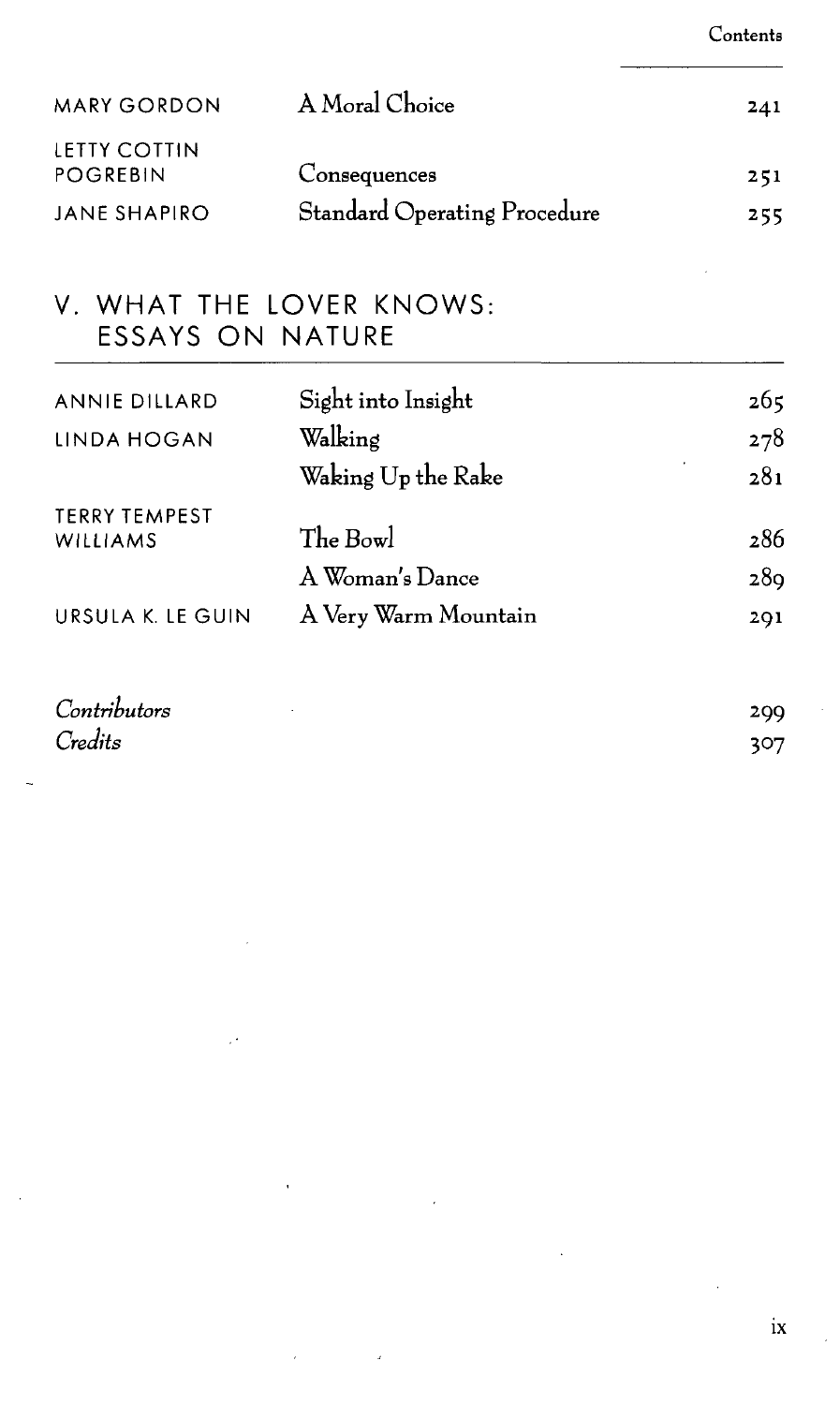| | | |
|---|---|---|
| MARY GORDON | A Moral Choice | 241 |
| LETTY COTTIN POGREBIN | Consequences | 251 |
| JANE SHAPIRO | Standard Operating Procedure | 255 |

## V. WHAT THE LOVER KNOWS: ESSAYS ON NATURE

| | | |
|---|---|---|
| ANNIE DILLARD | Sight into Insight | 265 |
| LINDA HOGAN | Walking | 278 |
| | Waking Up the Rake | 281 |
| TERRY TEMPEST WILLIAMS | The Bowl | 286 |
| | A Woman's Dance | 289 |
| URSULA K. LE GUIN | A Very Warm Mountain | 291 |

*Contributors* 299
*Credits* 307